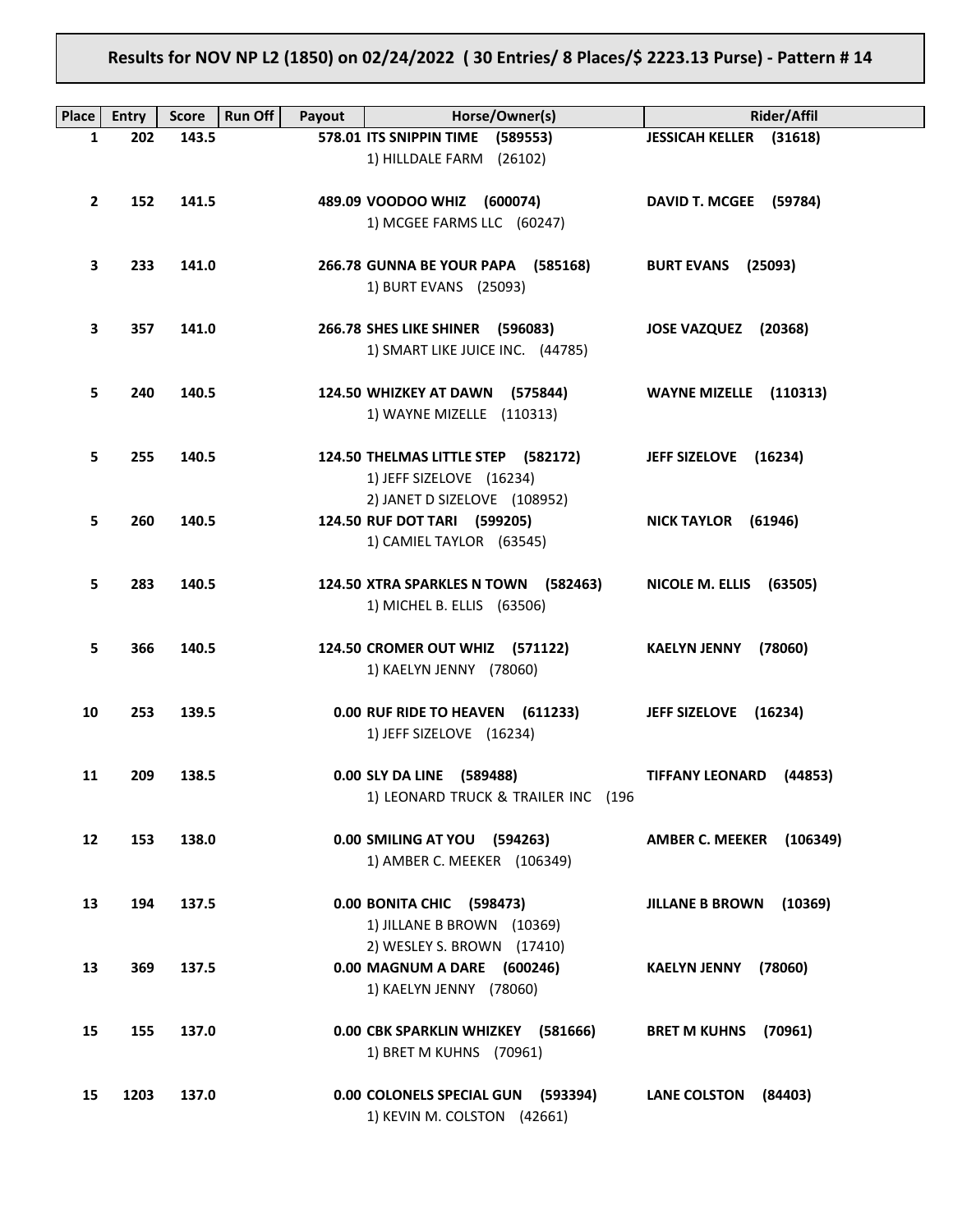**Results for NOV NP L2 (1850) on 02/24/2022 ( 30 Entries/ 8 Places/$ 2223.13 Purse) - Pattern # 14**

| Place | Entry | Score | Run Off | Payout | Horse/Owner(s) | Rider/Affil |
|---|---|---|---|---|---|---|
| 1 | 202 | 143.5 | | 578.01 | **ITS SNIPPIN TIME (589553)**<br>1) HILLDALE FARM (26102) | **JESSICAH KELLER (31618)** |
| 2 | 152 | 141.5 | | 489.09 | **VOODOO WHIZ (600074)**<br>1) MCGEE FARMS LLC (60247) | **DAVID T. MCGEE (59784)** |
| 3 | 233 | 141.0 | | 266.78 | **GUNNA BE YOUR PAPA (585168)**<br>1) BURT EVANS (25093) | **BURT EVANS (25093)** |
| 3 | 357 | 141.0 | | 266.78 | **SHES LIKE SHINER (596083)**<br>1) SMART LIKE JUICE INC. (44785) | **JOSE VAZQUEZ (20368)** |
| 5 | 240 | 140.5 | | 124.50 | **WHIZKEY AT DAWN (575844)**<br>1) WAYNE MIZELLE (110313) | **WAYNE MIZELLE (110313)** |
| 5 | 255 | 140.5 | | 124.50 | **THELMAS LITTLE STEP (582172)**<br>1) JEFF SIZELOVE (16234)<br>2) JANET D SIZELOVE (108952) | **JEFF SIZELOVE (16234)** |
| 5 | 260 | 140.5 | | 124.50 | **RUF DOT TARI (599205)**<br>1) CAMIEL TAYLOR (63545) | **NICK TAYLOR (61946)** |
| 5 | 283 | 140.5 | | 124.50 | **XTRA SPARKLES N TOWN (582463)**<br>1) MICHEL B. ELLIS (63506) | **NICOLE M. ELLIS (63505)** |
| 5 | 366 | 140.5 | | 124.50 | **CROMER OUT WHIZ (571122)**<br>1) KAELYN JENNY (78060) | **KAELYN JENNY (78060)** |
| 10 | 253 | 139.5 | | 0.00 | **RUF RIDE TO HEAVEN (611233)**<br>1) JEFF SIZELOVE (16234) | **JEFF SIZELOVE (16234)** |
| 11 | 209 | 138.5 | | 0.00 | **SLY DA LINE (589488)**<br>1) LEONARD TRUCK & TRAILER INC (196 | **TIFFANY LEONARD (44853)** |
| 12 | 153 | 138.0 | | 0.00 | **SMILING AT YOU (594263)**<br>1) AMBER C. MEEKER (106349) | **AMBER C. MEEKER (106349)** |
| 13 | 194 | 137.5 | | 0.00 | **BONITA CHIC (598473)**<br>1) JILLANE B BROWN (10369)<br>2) WESLEY S. BROWN (17410) | **JILLANE B BROWN (10369)** |
| 13 | 369 | 137.5 | | 0.00 | **MAGNUM A DARE (600246)**<br>1) KAELYN JENNY (78060) | **KAELYN JENNY (78060)** |
| 15 | 155 | 137.0 | | 0.00 | **CBK SPARKLIN WHIZKEY (581666)**<br>1) BRET M KUHNS (70961) | **BRET M KUHNS (70961)** |
| 15 | 1203 | 137.0 | | 0.00 | **COLONELS SPECIAL GUN (593394)**<br>1) KEVIN M. COLSTON (42661) | **LANE COLSTON (84403)** |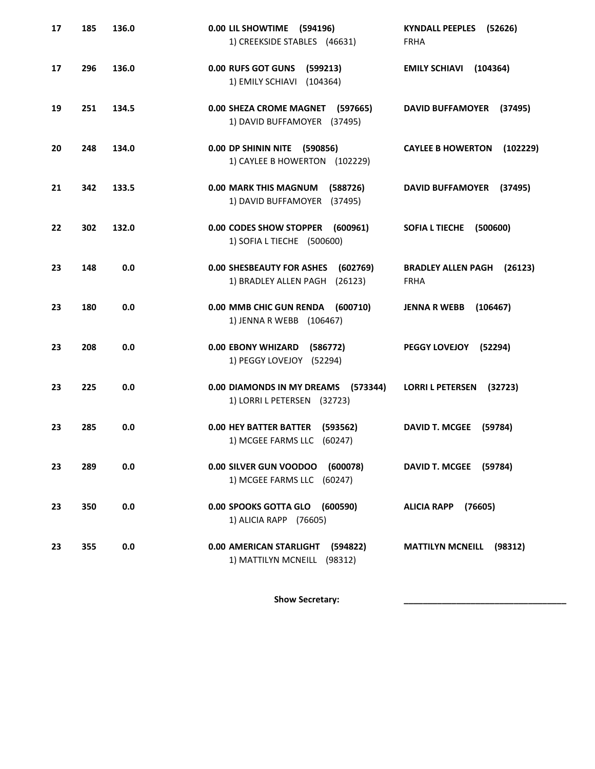| | | | | |
|---|---|---|---|---|
| **17** | **185** | **136.0** | **0.00 LIL SHOWTIME (594196)**<br>1) CREEKSIDE STABLES (46631) | **KYNDALL PEEPLES (52626)**<br>FRHA |
| **17** | **296** | **136.0** | **0.00 RUFS GOT GUNS (599213)**<br>1) EMILY SCHIAVI (104364) | **EMILY SCHIAVI (104364)** |
| **19** | **251** | **134.5** | **0.00 SHEZA CROME MAGNET (597665)**<br>1) DAVID BUFFAMOYER (37495) | **DAVID BUFFAMOYER (37495)** |
| **20** | **248** | **134.0** | **0.00 DP SHININ NITE (590856)**<br>1) CAYLEE B HOWERTON (102229) | **CAYLEE B HOWERTON (102229)** |
| **21** | **342** | **133.5** | **0.00 MARK THIS MAGNUM (588726)**<br>1) DAVID BUFFAMOYER (37495) | **DAVID BUFFAMOYER (37495)** |
| **22** | **302** | **132.0** | **0.00 CODES SHOW STOPPER (600961)**<br>1) SOFIA L TIECHE (500600) | **SOFIA L TIECHE (500600)** |
| **23** | **148** | **0.0** | **0.00 SHESBEAUTY FOR ASHES (602769)**<br>1) BRADLEY ALLEN PAGH (26123) | **BRADLEY ALLEN PAGH (26123)**<br>FRHA |
| **23** | **180** | **0.0** | **0.00 MMB CHIC GUN RENDA (600710)**<br>1) JENNA R WEBB (106467) | **JENNA R WEBB (106467)** |
| **23** | **208** | **0.0** | **0.00 EBONY WHIZARD (586772)**<br>1) PEGGY LOVEJOY (52294) | **PEGGY LOVEJOY (52294)** |
| **23** | **225** | **0.0** | **0.00 DIAMONDS IN MY DREAMS (573344)**<br>1) LORRI L PETERSEN (32723) | **LORRI L PETERSEN (32723)** |
| **23** | **285** | **0.0** | **0.00 HEY BATTER BATTER (593562)**<br>1) MCGEE FARMS LLC (60247) | **DAVID T. MCGEE (59784)** |
| **23** | **289** | **0.0** | **0.00 SILVER GUN VOODOO (600078)**<br>1) MCGEE FARMS LLC (60247) | **DAVID T. MCGEE (59784)** |
| **23** | **350** | **0.0** | **0.00 SPOOKS GOTTA GLO (600590)**<br>1) ALICIA RAPP (76605) | **ALICIA RAPP (76605)** |
| **23** | **355** | **0.0** | **0.00 AMERICAN STARLIGHT (594822)**<br>1) MATTILYN MCNEILL (98312) | **MATTILYN MCNEILL (98312)** |

**Show Secretary:** ___________________________________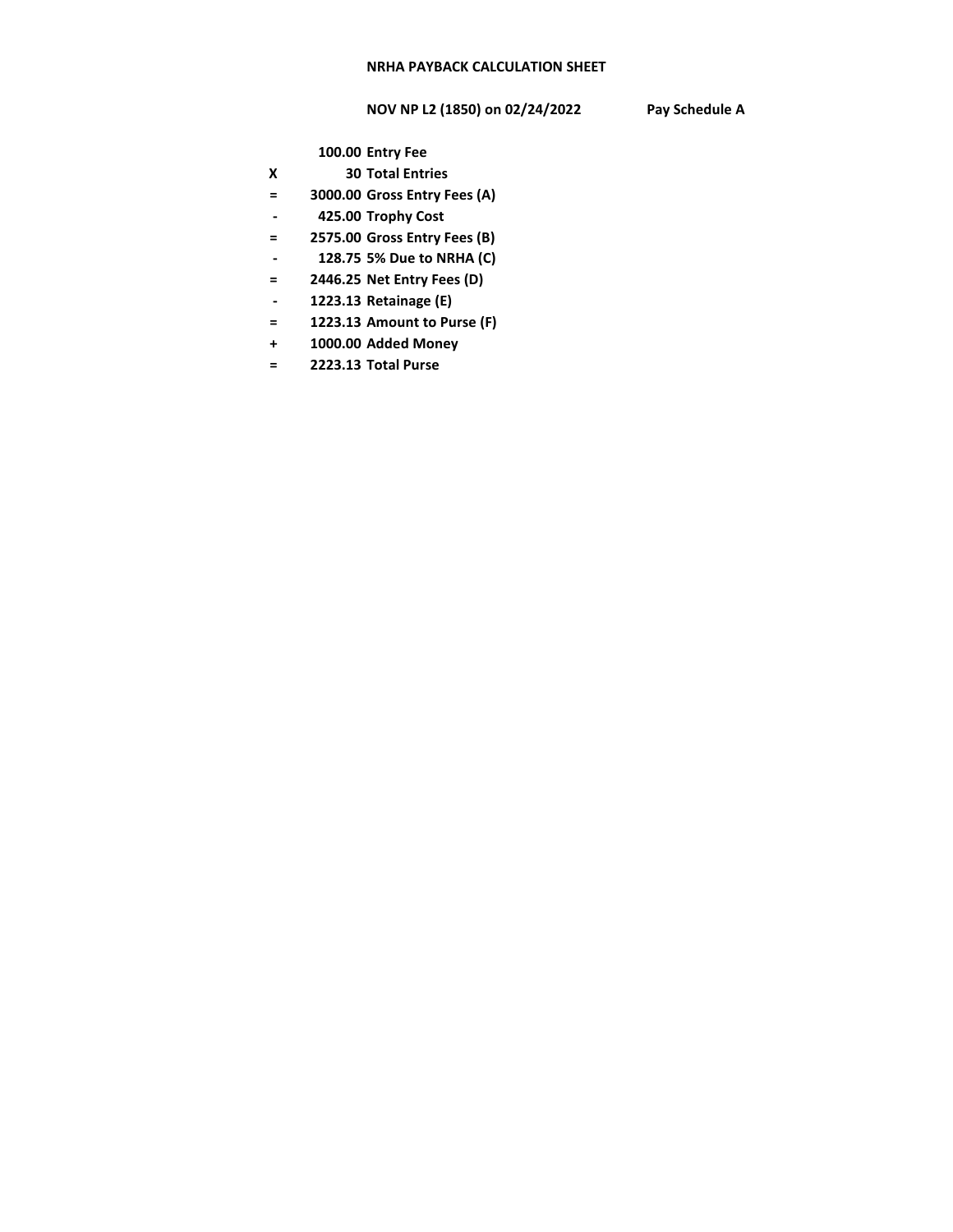**NRHA PAYBACK CALCULATION SHEET**

**NOV NP L2 (1850) on 02/24/2022** **Pay Schedule A**

| | | |
|---|---|---|
| | 100.00 | Entry Fee |
| X | 30 | Total Entries |
| = | 3000.00 | Gross Entry Fees (A) |
| - | 425.00 | Trophy Cost |
| = | 2575.00 | Gross Entry Fees (B) |
| - | 128.75 | 5% Due to NRHA (C) |
| = | 2446.25 | Net Entry Fees (D) |
| - | 1223.13 | Retainage (E) |
| = | 1223.13 | Amount to Purse (F) |
| + | 1000.00 | Added Money |
| = | 2223.13 | Total Purse |